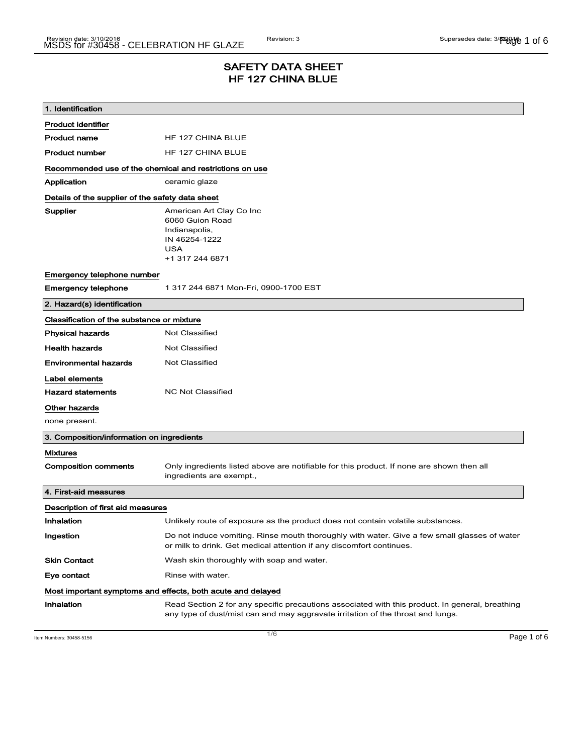# SAFETY DATA SHEET
# HF 127 CHINA BLUE

## 1. Identification

**Product identifier**

| | |
|---|---|
| **Product name** | HF 127 CHINA BLUE |
| **Product number** | HF 127 CHINA BLUE |

**Recommended use of the chemical and restrictions on use**

| | |
|---|---|
| **Application** | ceramic glaze |

**Details of the supplier of the safety data sheet**

| | |
|---|---|
| **Supplier** | American Art Clay Co Inc<br>6060 Guion Road<br>Indianapolis,<br>IN 46254-1222<br>USA<br>+1 317 244 6871 |

**Emergency telephone number**

| | |
|---|---|
| **Emergency telephone** | 1 317 244 6871 Mon-Fri, 0900-1700 EST |

## 2. Hazard(s) identification

**Classification of the substance or mixture**

| | |
|---|---|
| **Physical hazards** | Not Classified |
| **Health hazards** | Not Classified |
| **Environmental hazards** | Not Classified |

**Label elements**

| | |
|---|---|
| **Hazard statements** | NC Not Classified |

**Other hazards**

none present.

## 3. Composition/information on ingredients

**Mixtures**

| | |
|---|---|
| **Composition comments** | Only ingredients listed above are notifiable for this product. If none are shown then all ingredients are exempt., |

## 4. First-aid measures

**Description of first aid measures**

| | |
|---|---|
| **Inhalation** | Unlikely route of exposure as the product does not contain volatile substances. |
| **Ingestion** | Do not induce vomiting. Rinse mouth thoroughly with water. Give a few small glasses of water or milk to drink. Get medical attention if any discomfort continues. |
| **Skin Contact** | Wash skin thoroughly with soap and water. |
| **Eye contact** | Rinse with water. |

**Most important symptoms and effects, both acute and delayed**

| | |
|---|---|
| **Inhalation** | Read Section 2 for any specific precautions associated with this product. In general, breathing any type of dust/mist can and may aggravate irritation of the throat and lungs. |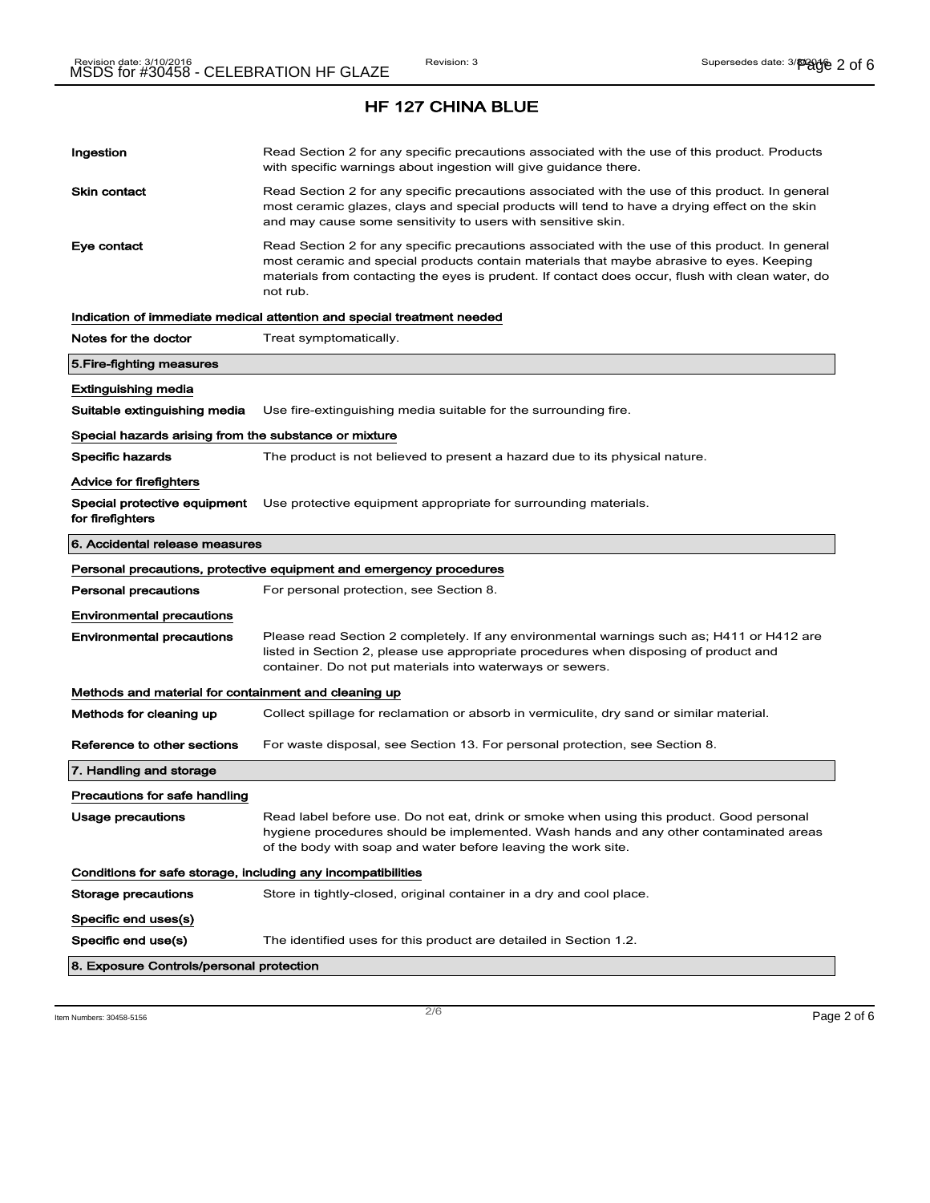# HF 127 CHINA BLUE

| | |
|---|---|
| **Ingestion** | Read Section 2 for any specific precautions associated with the use of this product. Products with specific warnings about ingestion will give guidance there. |
| **Skin contact** | Read Section 2 for any specific precautions associated with the use of this product. In general most ceramic glazes, clays and special products will tend to have a drying effect on the skin and may cause some sensitivity to users with sensitive skin. |
| **Eye contact** | Read Section 2 for any specific precautions associated with the use of this product. In general most ceramic and special products contain materials that maybe abrasive to eyes. Keeping materials from contacting the eyes is prudent. If contact does occur, flush with clean water, do not rub. |

**Indication of immediate medical attention and special treatment needed**

| | |
|---|---|
| **Notes for the doctor** | Treat symptomatically. |

## 5.Fire-fighting measures

**Extinguishing media**

| | |
|---|---|
| **Suitable extinguishing media** | Use fire-extinguishing media suitable for the surrounding fire. |

**Special hazards arising from the substance or mixture**

| | |
|---|---|
| **Specific hazards** | The product is not believed to present a hazard due to its physical nature. |

**Advice for firefighters**

| | |
|---|---|
| **Special protective equipment for firefighters** | Use protective equipment appropriate for surrounding materials. |

## 6. Accidental release measures

**Personal precautions, protective equipment and emergency procedures**

| | |
|---|---|
| **Personal precautions** | For personal protection, see Section 8. |

**Environmental precautions**

| | |
|---|---|
| **Environmental precautions** | Please read Section 2 completely. If any environmental warnings such as; H411 or H412 are listed in Section 2, please use appropriate procedures when disposing of product and container. Do not put materials into waterways or sewers. |

**Methods and material for containment and cleaning up**

| | |
|---|---|
| **Methods for cleaning up** | Collect spillage for reclamation or absorb in vermiculite, dry sand or similar material. |
| **Reference to other sections** | For waste disposal, see Section 13. For personal protection, see Section 8. |

## 7. Handling and storage

**Precautions for safe handling**

| | |
|---|---|
| **Usage precautions** | Read label before use. Do not eat, drink or smoke when using this product. Good personal hygiene procedures should be implemented. Wash hands and any other contaminated areas of the body with soap and water before leaving the work site. |

**Conditions for safe storage, including any incompatibilities**

| | |
|---|---|
| **Storage precautions** | Store in tightly-closed, original container in a dry and cool place. |

**Specific end uses(s)**

| | |
|---|---|
| **Specific end use(s)** | The identified uses for this product are detailed in Section 1.2. |

## 8. Exposure Controls/personal protection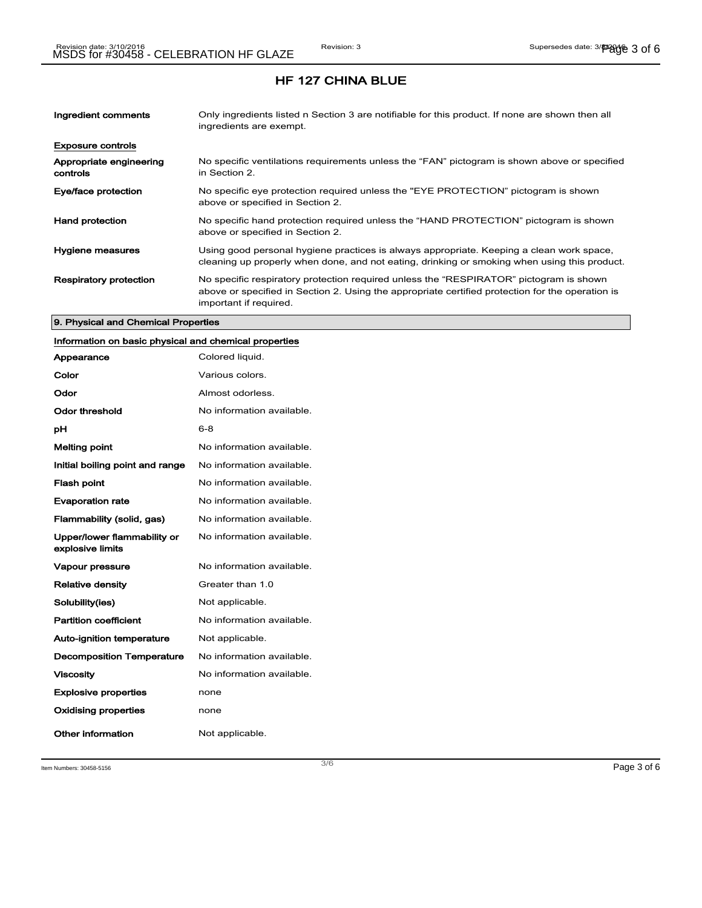## HF 127 CHINA BLUE

| | |
|---|---|
| **Ingredient comments** | Only ingredients listed n Section 3 are notifiable for this product. If none are shown then all ingredients are exempt. |

### Exposure controls

| | |
|---|---|
| **Appropriate engineering controls** | No specific ventilations requirements unless the “FAN” pictogram is shown above or specified in Section 2. |
| **Eye/face protection** | No specific eye protection required unless the "EYE PROTECTION" pictogram is shown above or specified in Section 2. |
| **Hand protection** | No specific hand protection required unless the “HAND PROTECTION” pictogram is shown above or specified in Section 2. |
| **Hygiene measures** | Using good personal hygiene practices is always appropriate. Keeping a clean work space, cleaning up properly when done, and not eating, drinking or smoking when using this product. |
| **Respiratory protection** | No specific respiratory protection required unless the “RESPIRATOR” pictogram is shown above or specified in Section 2. Using the appropriate certified protection for the operation is important if required. |

## 9. Physical and Chemical Properties

### Information on basic physical and chemical properties

| | |
|---|---|
| **Appearance** | Colored liquid. |
| **Color** | Various colors. |
| **Odor** | Almost odorless. |
| **Odor threshold** | No information available. |
| **pH** | 6-8 |
| **Melting point** | No information available. |
| **Initial boiling point and range** | No information available. |
| **Flash point** | No information available. |
| **Evaporation rate** | No information available. |
| **Flammability (solid, gas)** | No information available. |
| **Upper/lower flammability or explosive limits** | No information available. |
| **Vapour pressure** | No information available. |
| **Relative density** | Greater than 1.0 |
| **Solubility(ies)** | Not applicable. |
| **Partition coefficient** | No information available. |
| **Auto-ignition temperature** | Not applicable. |
| **Decomposition Temperature** | No information available. |
| **Viscosity** | No information available. |
| **Explosive properties** | none |
| **Oxidising properties** | none |
| **Other information** | Not applicable. |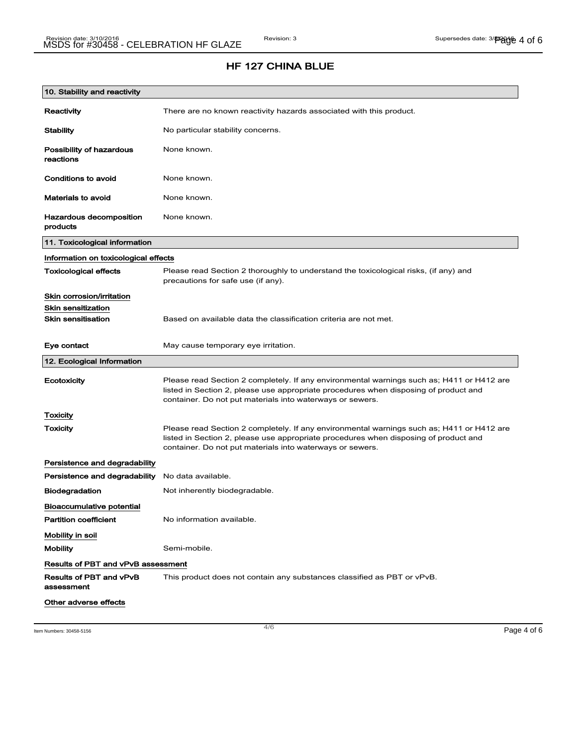## HF 127 CHINA BLUE

### 10. Stability and reactivity

| | |
|---|---|
| **Reactivity** | There are no known reactivity hazards associated with this product. |
| **Stability** | No particular stability concerns. |
| **Possibility of hazardous reactions** | None known. |
| **Conditions to avoid** | None known. |
| **Materials to avoid** | None known. |
| **Hazardous decomposition products** | None known. |

### 11. Toxicological information

**Information on toxicological effects**

| | |
|---|---|
| **Toxicological effects** | Please read Section 2 thoroughly to understand the toxicological risks, (if any) and precautions for safe use (if any). |

**Skin corrosion/irritation**

**Skin sensitization**

| | |
|---|---|
| **Skin sensitisation** | Based on available data the classification criteria are not met. |
| **Eye contact** | May cause temporary eye irritation. |

### 12. Ecological Information

| | |
|---|---|
| **Ecotoxicity** | Please read Section 2 completely. If any environmental warnings such as; H411 or H412 are listed in Section 2, please use appropriate procedures when disposing of product and container. Do not put materials into waterways or sewers. |

**Toxicity**

| | |
|---|---|
| **Toxicity** | Please read Section 2 completely. If any environmental warnings such as; H411 or H412 are listed in Section 2, please use appropriate procedures when disposing of product and container. Do not put materials into waterways or sewers. |

**Persistence and degradability**

| | |
|---|---|
| **Persistence and degradability** | No data available. |
| **Biodegradation** | Not inherently biodegradable. |

**Bioaccumulative potential**

| | |
|---|---|
| **Partition coefficient** | No information available. |

**Mobility in soil**

| | |
|---|---|
| **Mobility** | Semi-mobile. |

**Results of PBT and vPvB assessment**

| | |
|---|---|
| **Results of PBT and vPvB assessment** | This product does not contain any substances classified as PBT or vPvB. |

**Other adverse effects**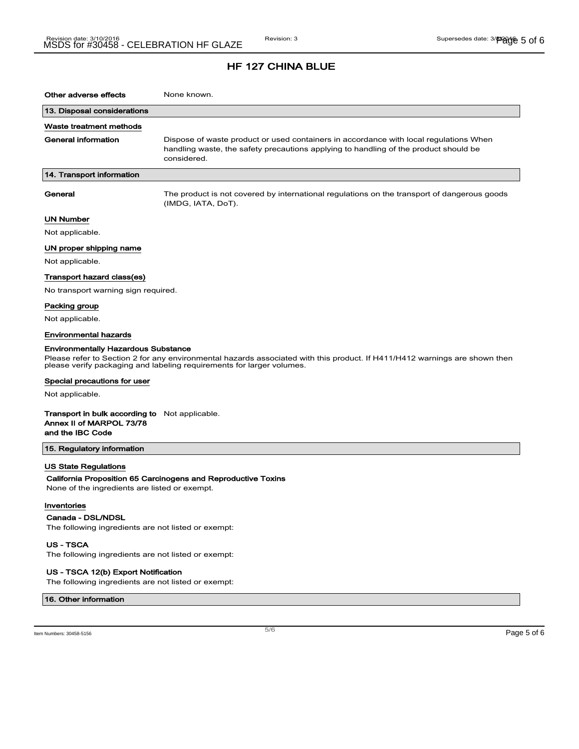# HF 127 CHINA BLUE

**Other adverse effects** None known.

## 13. Disposal considerations

### Waste treatment methods

**General information** Dispose of waste product or used containers in accordance with local regulations When handling waste, the safety precautions applying to handling of the product should be considered.

## 14. Transport information

**General** The product is not covered by international regulations on the transport of dangerous goods (IMDG, IATA, DoT).

### UN Number

Not applicable.

### UN proper shipping name

Not applicable.

### Transport hazard class(es)

No transport warning sign required.

### Packing group

Not applicable.

### Environmental hazards

**Environmentally Hazardous Substance**

Please refer to Section 2 for any environmental hazards associated with this product. If H411/H412 warnings are shown then please verify packaging and labeling requirements for larger volumes.

### Special precautions for user

Not applicable.

**Transport in bulk according to Annex II of MARPOL 73/78 and the IBC Code** Not applicable.

## 15. Regulatory information

### US State Regulations

**California Proposition 65 Carcinogens and Reproductive Toxins**

None of the ingredients are listed or exempt.

### Inventories

**Canada - DSL/NDSL**

The following ingredients are not listed or exempt:

**US - TSCA**

The following ingredients are not listed or exempt:

**US - TSCA 12(b) Export Notification**

The following ingredients are not listed or exempt:

## 16. Other information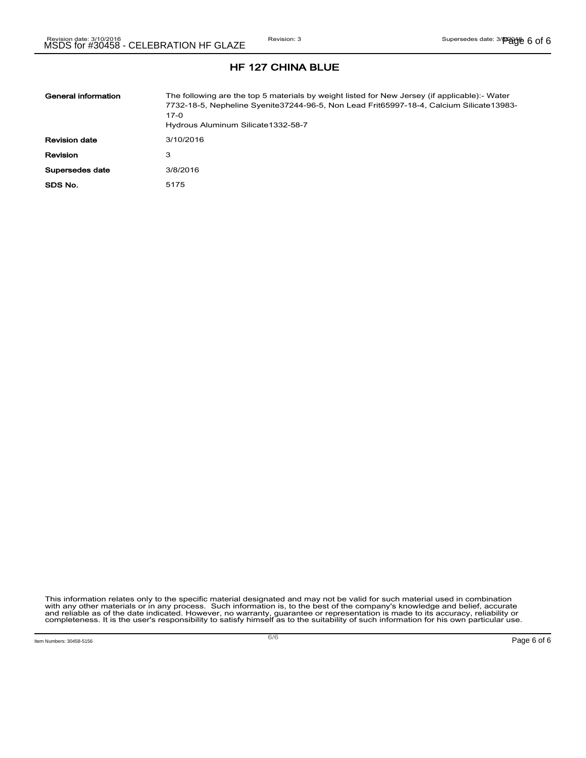## HF 127 CHINA BLUE

| | |
|---|---|
| **General information** | The following are the top 5 materials by weight listed for New Jersey (if applicable):- Water 7732-18-5, Nepheline Syenite37244-96-5, Non Lead Frit65997-18-4, Calcium Silicate13983-17-0<br>Hydrous Aluminum Silicate1332-58-7 |
| **Revision date** | 3/10/2016 |
| **Revision** | 3 |
| **Supersedes date** | 3/8/2016 |
| **SDS No.** | 5175 |

This information relates only to the specific material designated and may not be valid for such material used in combination with any other materials or in any process. Such information is, to the best of the company's knowledge and belief, accurate and reliable as of the date indicated. However, no warranty, guarantee or representation is made to its accuracy, reliability or completeness. It is the user's responsibility to satisfy himself as to the suitability of such information for his own particular use.

Item Numbers: 30458-5156